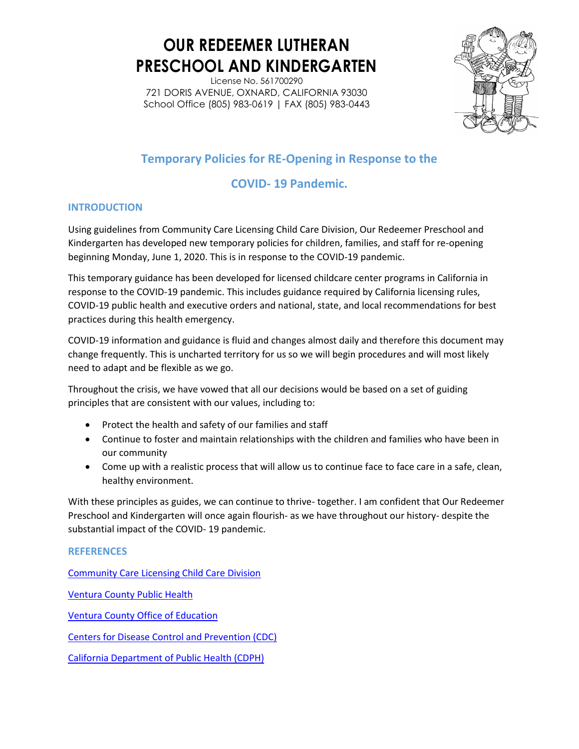# OUR REDEEMER LUTHERAN PRESCHOOL AND KINDERGARTEN

License No. 561700290
721 DORIS AVENUE, OXNARD, CALIFORNIA 93030
School Office (805) 983-0619 | FAX (805) 983-0443

## Temporary Policies for RE-Opening in Response to the COVID- 19 Pandemic.

### INTRODUCTION

Using guidelines from Community Care Licensing Child Care Division, Our Redeemer Preschool and Kindergarten has developed new temporary policies for children, families, and staff for re-opening beginning Monday, June 1, 2020. This is in response to the COVID-19 pandemic.

This temporary guidance has been developed for licensed childcare center programs in California in response to the COVID-19 pandemic. This includes guidance required by California licensing rules, COVID-19 public health and executive orders and national, state, and local recommendations for best practices during this health emergency.

COVID-19 information and guidance is fluid and changes almost daily and therefore this document may change frequently. This is uncharted territory for us so we will begin procedures and will most likely need to adapt and be flexible as we go.

Throughout the crisis, we have vowed that all our decisions would be based on a set of guiding principles that are consistent with our values, including to:

- Protect the health and safety of our families and staff
- Continue to foster and maintain relationships with the children and families who have been in our community
- Come up with a realistic process that will allow us to continue face to face care in a safe, clean, healthy environment.

With these principles as guides, we can continue to thrive- together. I am confident that Our Redeemer Preschool and Kindergarten will once again flourish- as we have throughout our history- despite the substantial impact of the COVID- 19 pandemic.

### REFERENCES

Community Care Licensing Child Care Division

Ventura County Public Health

Ventura County Office of Education

Centers for Disease Control and Prevention (CDC)

California Department of Public Health (CDPH)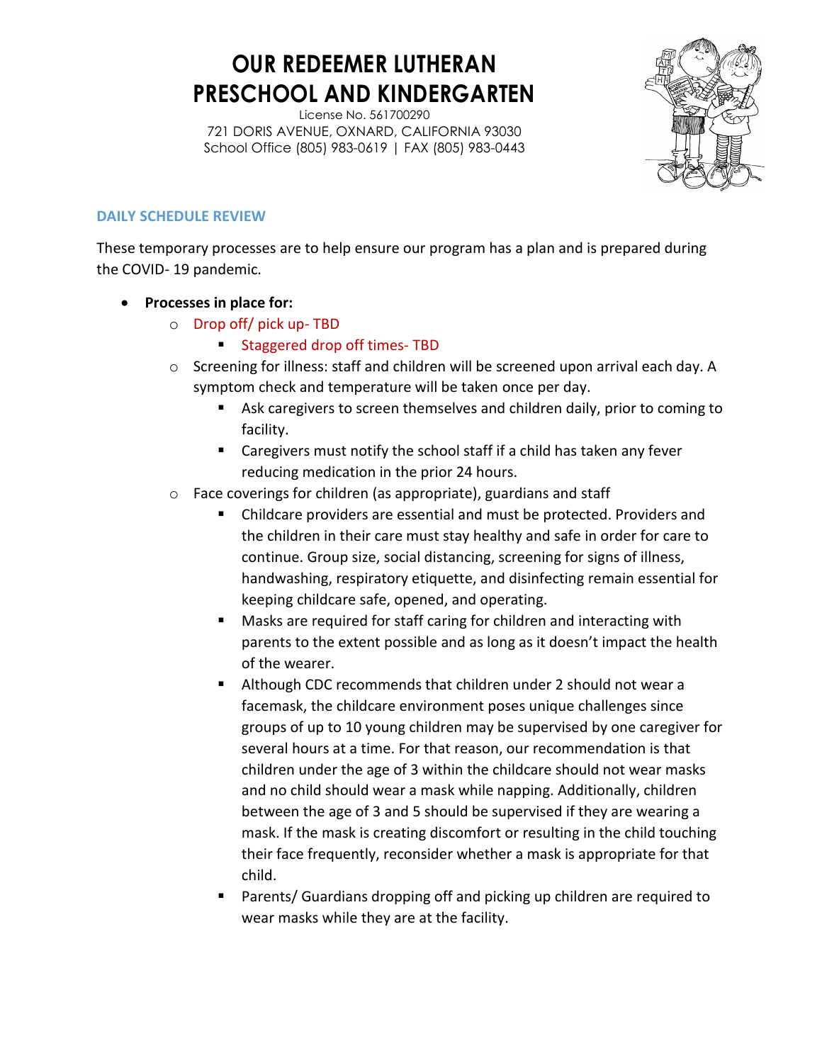# OUR REDEEMER LUTHERAN PRESCHOOL AND KINDERGARTEN

License No. 561700290
721 DORIS AVENUE, OXNARD, CALIFORNIA 93030
School Office (805) 983-0619 | FAX (805) 983-0443

## DAILY SCHEDULE REVIEW

These temporary processes are to help ensure our program has a plan and is prepared during the COVID- 19 pandemic.

- **Processes in place for:**
  - Drop off/ pick up- TBD
    - Staggered drop off times- TBD
  - Screening for illness: staff and children will be screened upon arrival each day. A symptom check and temperature will be taken once per day.
    - Ask caregivers to screen themselves and children daily, prior to coming to facility.
    - Caregivers must notify the school staff if a child has taken any fever reducing medication in the prior 24 hours.
  - Face coverings for children (as appropriate), guardians and staff
    - Childcare providers are essential and must be protected. Providers and the children in their care must stay healthy and safe in order for care to continue. Group size, social distancing, screening for signs of illness, handwashing, respiratory etiquette, and disinfecting remain essential for keeping childcare safe, opened, and operating.
    - Masks are required for staff caring for children and interacting with parents to the extent possible and as long as it doesn't impact the health of the wearer.
    - Although CDC recommends that children under 2 should not wear a facemask, the childcare environment poses unique challenges since groups of up to 10 young children may be supervised by one caregiver for several hours at a time. For that reason, our recommendation is that children under the age of 3 within the childcare should not wear masks and no child should wear a mask while napping. Additionally, children between the age of 3 and 5 should be supervised if they are wearing a mask. If the mask is creating discomfort or resulting in the child touching their face frequently, reconsider whether a mask is appropriate for that child.
    - Parents/ Guardians dropping off and picking up children are required to wear masks while they are at the facility.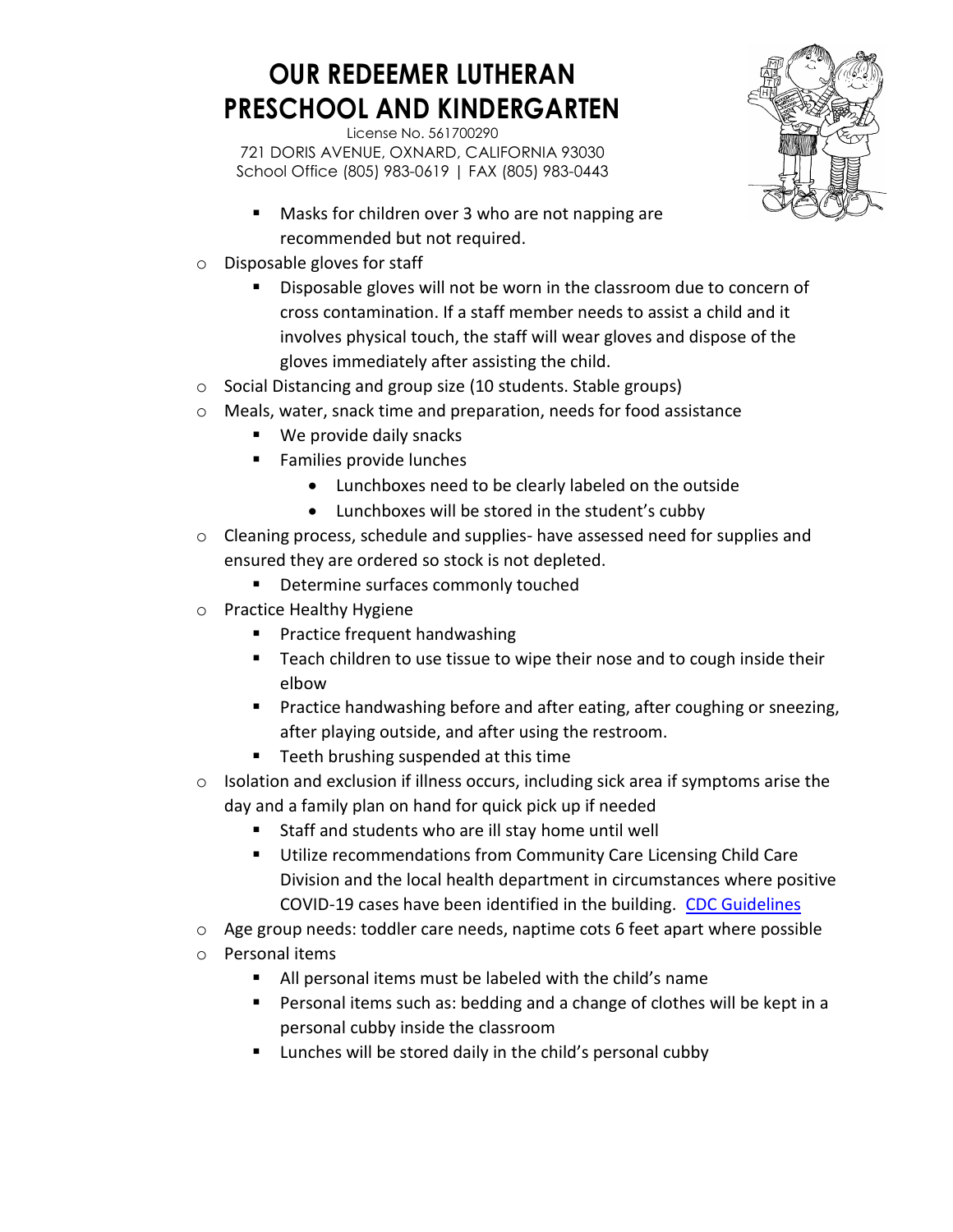- Masks for children over 3 who are not napping are recommended but not required.
- Disposable gloves for staff
  - Disposable gloves will not be worn in the classroom due to concern of cross contamination. If a staff member needs to assist a child and it involves physical touch, the staff will wear gloves and dispose of the gloves immediately after assisting the child.
- Social Distancing and group size (10 students. Stable groups)
- Meals, water, snack time and preparation, needs for food assistance
  - We provide daily snacks
  - Families provide lunches
    - Lunchboxes need to be clearly labeled on the outside
    - Lunchboxes will be stored in the student's cubby
- Cleaning process, schedule and supplies- have assessed need for supplies and ensured they are ordered so stock is not depleted.
  - Determine surfaces commonly touched
- Practice Healthy Hygiene
  - Practice frequent handwashing
  - Teach children to use tissue to wipe their nose and to cough inside their elbow
  - Practice handwashing before and after eating, after coughing or sneezing, after playing outside, and after using the restroom.
  - Teeth brushing suspended at this time
- Isolation and exclusion if illness occurs, including sick area if symptoms arise the day and a family plan on hand for quick pick up if needed
  - Staff and students who are ill stay home until well
  - Utilize recommendations from Community Care Licensing Child Care Division and the local health department in circumstances where positive COVID-19 cases have been identified in the building. CDC Guidelines
- Age group needs: toddler care needs, naptime cots 6 feet apart where possible
- Personal items
  - All personal items must be labeled with the child's name
  - Personal items such as: bedding and a change of clothes will be kept in a personal cubby inside the classroom
  - Lunches will be stored daily in the child's personal cubby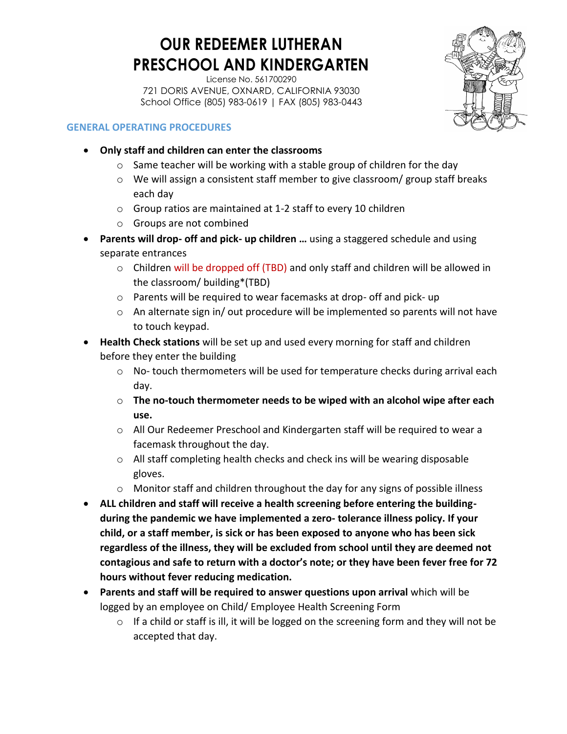# OUR REDEEMER LUTHERAN PRESCHOOL AND KINDERGARTEN

License No. 561700290
721 DORIS AVENUE, OXNARD, CALIFORNIA 93030
School Office (805) 983-0619 | FAX (805) 983-0443

## GENERAL OPERATING PROCEDURES

- **Only staff and children can enter the classrooms**
  - Same teacher will be working with a stable group of children for the day
  - We will assign a consistent staff member to give classroom/ group staff breaks each day
  - Group ratios are maintained at 1-2 staff to every 10 children
  - Groups are not combined
- **Parents will drop- off and pick- up children …** using a staggered schedule and using separate entrances
  - Children will be dropped off (TBD) and only staff and children will be allowed in the classroom/ building*(TBD)
  - Parents will be required to wear facemasks at drop- off and pick- up
  - An alternate sign in/ out procedure will be implemented so parents will not have to touch keypad.
- **Health Check stations** will be set up and used every morning for staff and children before they enter the building
  - No- touch thermometers will be used for temperature checks during arrival each day.
  - **The no-touch thermometer needs to be wiped with an alcohol wipe after each use.**
  - All Our Redeemer Preschool and Kindergarten staff will be required to wear a facemask throughout the day.
  - All staff completing health checks and check ins will be wearing disposable gloves.
  - Monitor staff and children throughout the day for any signs of possible illness
- **ALL children and staff will receive a health screening before entering the building- during the pandemic we have implemented a zero- tolerance illness policy. If your child, or a staff member, is sick or has been exposed to anyone who has been sick regardless of the illness, they will be excluded from school until they are deemed not contagious and safe to return with a doctor's note; or they have been fever free for 72 hours without fever reducing medication.**
- **Parents and staff will be required to answer questions upon arrival** which will be logged by an employee on Child/ Employee Health Screening Form
  - If a child or staff is ill, it will be logged on the screening form and they will not be accepted that day.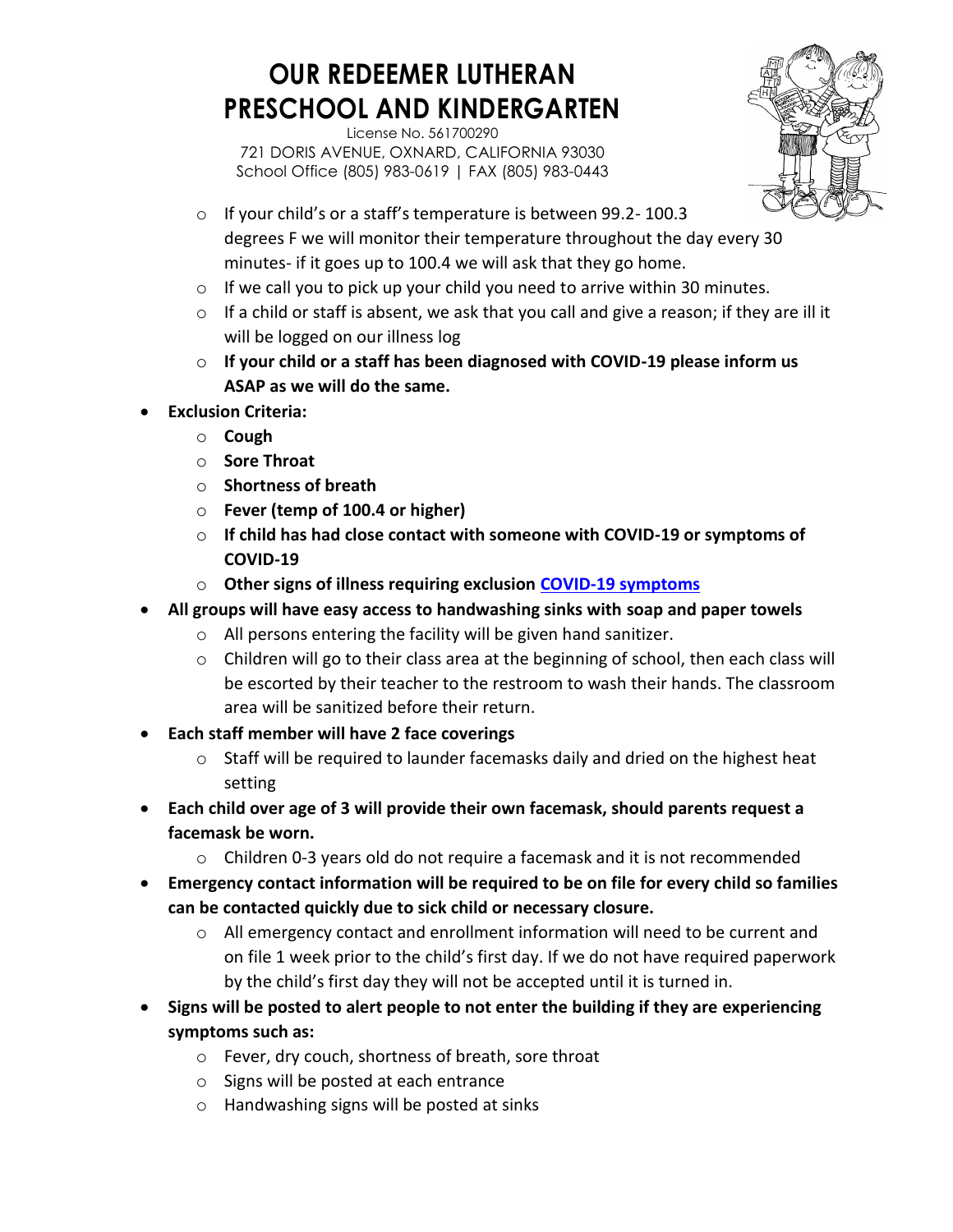# OUR REDEEMER LUTHERAN PRESCHOOL AND KINDERGARTEN

License No. 561700290
721 DORIS AVENUE, OXNARD, CALIFORNIA 93030
School Office (805) 983-0619 | FAX (805) 983-0443

- If your child's or a staff's temperature is between 99.2- 100.3 degrees F we will monitor their temperature throughout the day every 30 minutes- if it goes up to 100.4 we will ask that they go home.
- If we call you to pick up your child you need to arrive within 30 minutes.
- If a child or staff is absent, we ask that you call and give a reason; if they are ill it will be logged on our illness log
- **If your child or a staff has been diagnosed with COVID-19 please inform us ASAP as we will do the same.**

- **Exclusion Criteria:**
  - **Cough**
  - **Sore Throat**
  - **Shortness of breath**
  - **Fever (temp of 100.4 or higher)**
  - **If child has had close contact with someone with COVID-19 or symptoms of COVID-19**
  - **Other signs of illness requiring exclusion [COVID-19 symptoms]()**
- **All groups will have easy access to handwashing sinks with soap and paper towels**
  - All persons entering the facility will be given hand sanitizer.
  - Children will go to their class area at the beginning of school, then each class will be escorted by their teacher to the restroom to wash their hands. The classroom area will be sanitized before their return.
- **Each staff member will have 2 face coverings**
  - Staff will be required to launder facemasks daily and dried on the highest heat setting
- **Each child over age of 3 will provide their own facemask, should parents request a facemask be worn.**
  - Children 0-3 years old do not require a facemask and it is not recommended
- **Emergency contact information will be required to be on file for every child so families can be contacted quickly due to sick child or necessary closure.**
  - All emergency contact and enrollment information will need to be current and on file 1 week prior to the child's first day. If we do not have required paperwork by the child's first day they will not be accepted until it is turned in.
- **Signs will be posted to alert people to not enter the building if they are experiencing symptoms such as:**
  - Fever, dry couch, shortness of breath, sore throat
  - Signs will be posted at each entrance
  - Handwashing signs will be posted at sinks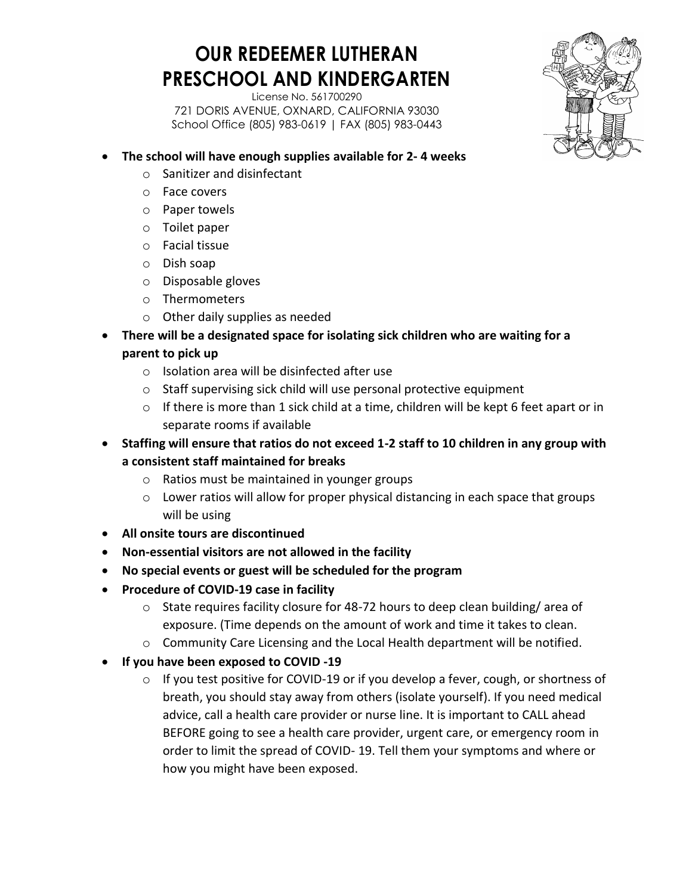# OUR REDEEMER LUTHERAN PRESCHOOL AND KINDERGARTEN

License No. 561700290
721 DORIS AVENUE, OXNARD, CALIFORNIA 93030
School Office (805) 983-0619 | FAX (805) 983-0443

- **The school will have enough supplies available for 2- 4 weeks**
  - Sanitizer and disinfectant
  - Face covers
  - Paper towels
  - Toilet paper
  - Facial tissue
  - Dish soap
  - Disposable gloves
  - Thermometers
  - Other daily supplies as needed
- **There will be a designated space for isolating sick children who are waiting for a parent to pick up**
  - Isolation area will be disinfected after use
  - Staff supervising sick child will use personal protective equipment
  - If there is more than 1 sick child at a time, children will be kept 6 feet apart or in separate rooms if available
- **Staffing will ensure that ratios do not exceed 1-2 staff to 10 children in any group with a consistent staff maintained for breaks**
  - Ratios must be maintained in younger groups
  - Lower ratios will allow for proper physical distancing in each space that groups will be using
- **All onsite tours are discontinued**
- **Non-essential visitors are not allowed in the facility**
- **No special events or guest will be scheduled for the program**
- **Procedure of COVID-19 case in facility**
  - State requires facility closure for 48-72 hours to deep clean building/ area of exposure. (Time depends on the amount of work and time it takes to clean.
  - Community Care Licensing and the Local Health department will be notified.
- **If you have been exposed to COVID -19**
  - If you test positive for COVID-19 or if you develop a fever, cough, or shortness of breath, you should stay away from others (isolate yourself). If you need medical advice, call a health care provider or nurse line. It is important to CALL ahead BEFORE going to see a health care provider, urgent care, or emergency room in order to limit the spread of COVID- 19. Tell them your symptoms and where or how you might have been exposed.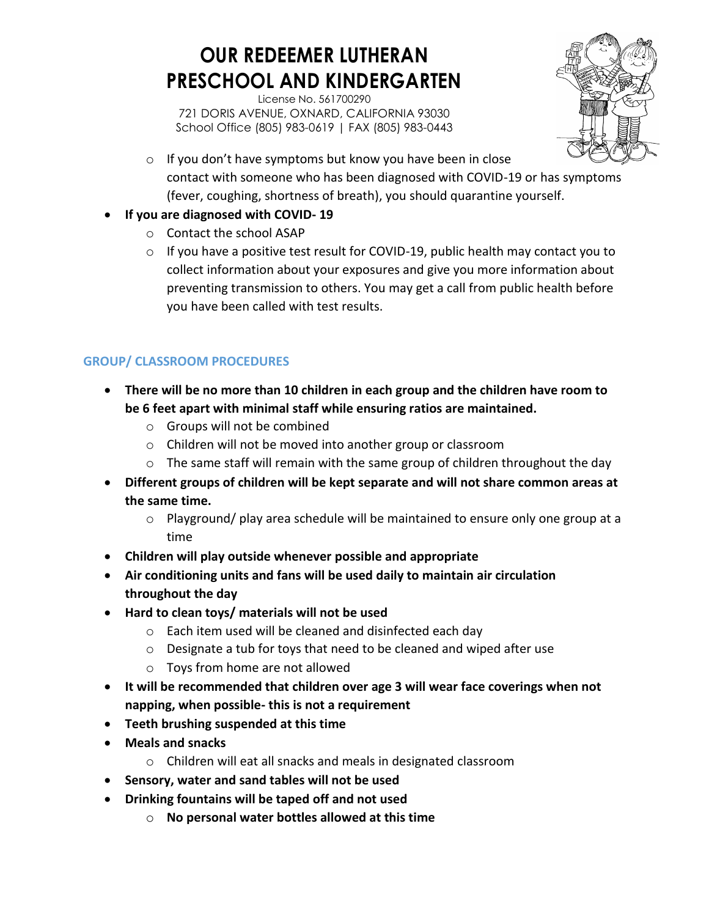# OUR REDEEMER LUTHERAN PRESCHOOL AND KINDERGARTEN

License No. 561700290
721 DORIS AVENUE, OXNARD, CALIFORNIA 93030
School Office (805) 983-0619 | FAX (805) 983-0443

- If you don't have symptoms but know you have been in close contact with someone who has been diagnosed with COVID-19 or has symptoms (fever, coughing, shortness of breath), you should quarantine yourself.

- **If you are diagnosed with COVID- 19**
  - Contact the school ASAP
  - If you have a positive test result for COVID-19, public health may contact you to collect information about your exposures and give you more information about preventing transmission to others. You may get a call from public health before you have been called with test results.

## GROUP/ CLASSROOM PROCEDURES

- **There will be no more than 10 children in each group and the children have room to be 6 feet apart with minimal staff while ensuring ratios are maintained.**
  - Groups will not be combined
  - Children will not be moved into another group or classroom
  - The same staff will remain with the same group of children throughout the day
- **Different groups of children will be kept separate and will not share common areas at the same time.**
  - Playground/ play area schedule will be maintained to ensure only one group at a time
- **Children will play outside whenever possible and appropriate**
- **Air conditioning units and fans will be used daily to maintain air circulation throughout the day**
- **Hard to clean toys/ materials will not be used**
  - Each item used will be cleaned and disinfected each day
  - Designate a tub for toys that need to be cleaned and wiped after use
  - Toys from home are not allowed
- **It will be recommended that children over age 3 will wear face coverings when not napping, when possible- this is not a requirement**
- **Teeth brushing suspended at this time**
- **Meals and snacks**
  - Children will eat all snacks and meals in designated classroom
- **Sensory, water and sand tables will not be used**
- **Drinking fountains will be taped off and not used**
  - **No personal water bottles allowed at this time**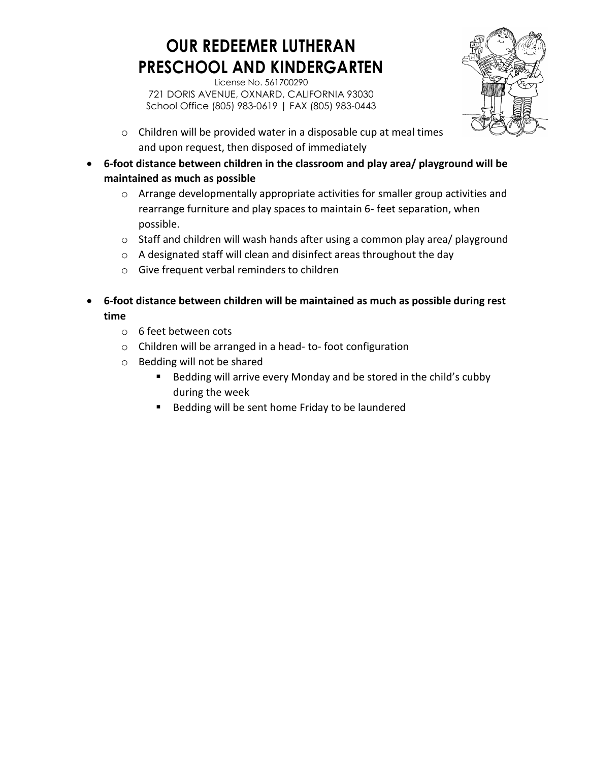- Children will be provided water in a disposable cup at meal times and upon request, then disposed of immediately

- **6-foot distance between children in the classroom and play area/ playground will be maintained as much as possible**
  - Arrange developmentally appropriate activities for smaller group activities and rearrange furniture and play spaces to maintain 6- feet separation, when possible.
  - Staff and children will wash hands after using a common play area/ playground
  - A designated staff will clean and disinfect areas throughout the day
  - Give frequent verbal reminders to children

- **6-foot distance between children will be maintained as much as possible during rest time**
  - 6 feet between cots
  - Children will be arranged in a head- to- foot configuration
  - Bedding will not be shared
    - Bedding will arrive every Monday and be stored in the child's cubby during the week
    - Bedding will be sent home Friday to be laundered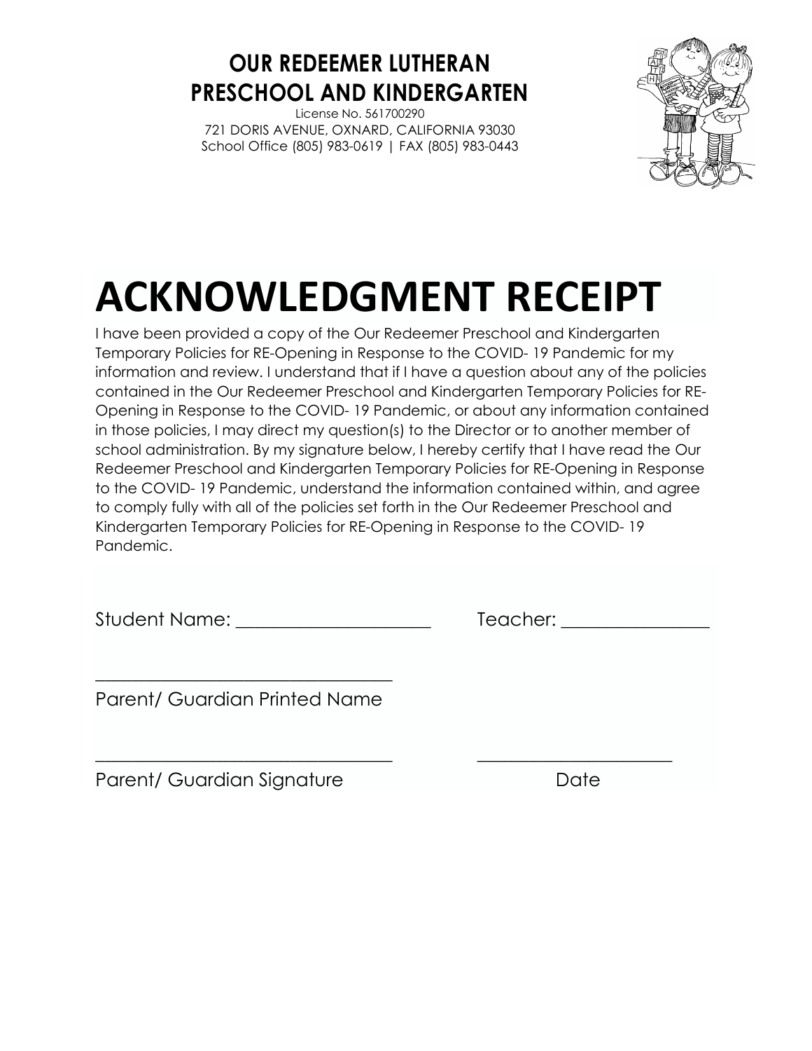**OUR REDEEMER LUTHERAN**
**PRESCHOOL AND KINDERGARTEN**

License No. 561700290
721 DORIS AVENUE, OXNARD, CALIFORNIA 93030
School Office (805) 983-0619 | FAX (805) 983-0443

# ACKNOWLEDGMENT RECEIPT

I have been provided a copy of the Our Redeemer Preschool and Kindergarten Temporary Policies for RE-Opening in Response to the COVID- 19 Pandemic for my information and review. I understand that if I have a question about any of the policies contained in the Our Redeemer Preschool and Kindergarten Temporary Policies for RE-Opening in Response to the COVID- 19 Pandemic, or about any information contained in those policies, I may direct my question(s) to the Director or to another member of school administration. By my signature below, I hereby certify that I have read the Our Redeemer Preschool and Kindergarten Temporary Policies for RE-Opening in Response to the COVID- 19 Pandemic, understand the information contained within, and agree to comply fully with all of the policies set forth in the Our Redeemer Preschool and Kindergarten Temporary Policies for RE-Opening in Response to the COVID- 19 Pandemic.

Student Name: ____________________ Teacher: _______________

_______________________________
Parent/ Guardian Printed Name

_______________________________ ____________________
Parent/ Guardian Signature Date